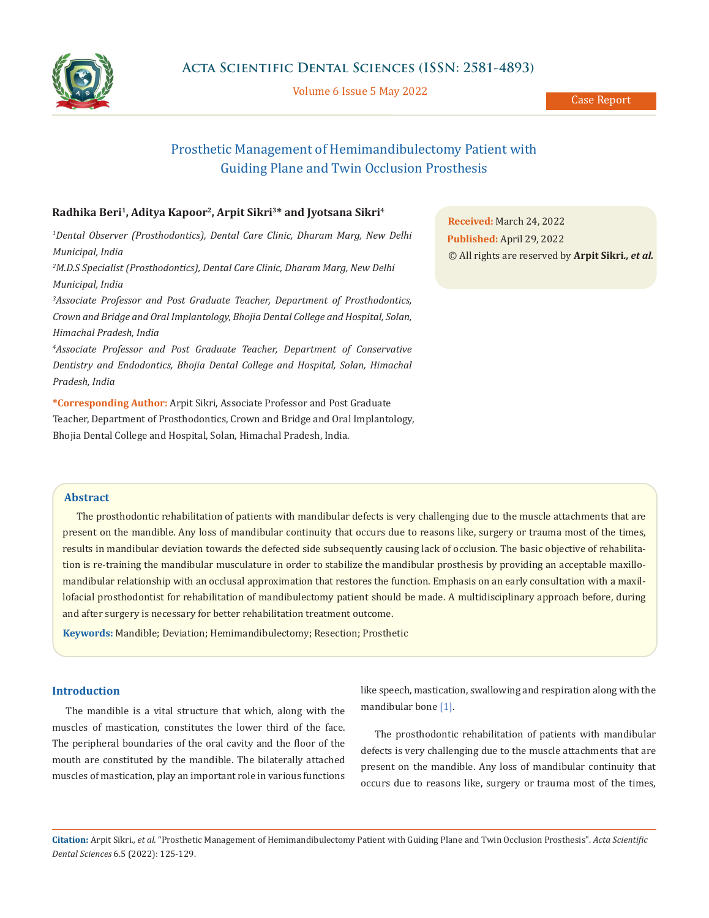# Prosthetic Management of Hemimandibulectomy Patient with Guiding Plane and Twin Occlusion Prosthesis

**Radhika Beri[1], Aditya Kapoor[2], Arpit Sikri[3]* and Jyotsana Sikri[4]**

*[1]Dental Observer (Prosthodontics), Dental Care Clinic, Dharam Marg, New Delhi Municipal, India*

*[2]M.D.S Specialist (Prosthodontics), Dental Care Clinic, Dharam Marg, New Delhi Municipal, India*

*[3]Associate Professor and Post Graduate Teacher, Department of Prosthodontics, Crown and Bridge and Oral Implantology, Bhojia Dental College and Hospital, Solan, Himachal Pradesh, India*

*[4]Associate Professor and Post Graduate Teacher, Department of Conservative Dentistry and Endodontics, Bhojia Dental College and Hospital, Solan, Himachal Pradesh, India*

**\*Corresponding Author:** Arpit Sikri, Associate Professor and Post Graduate Teacher, Department of Prosthodontics, Crown and Bridge and Oral Implantology, Bhojia Dental College and Hospital, Solan, Himachal Pradesh, India.

**Received:** March 24, 2022
**Published:** April 29, 2022
© All rights are reserved by **Arpit Sikri., *et al.***

## Abstract

The prosthodontic rehabilitation of patients with mandibular defects is very challenging due to the muscle attachments that are present on the mandible. Any loss of mandibular continuity that occurs due to reasons like, surgery or trauma most of the times, results in mandibular deviation towards the defected side subsequently causing lack of occlusion. The basic objective of rehabilitation is re-training the mandibular musculature in order to stabilize the mandibular prosthesis by providing an acceptable maxillo-mandibular relationship with an occlusal approximation that restores the function. Emphasis on an early consultation with a maxillofacial prosthodontist for rehabilitation of mandibulectomy patient should be made. A multidisciplinary approach before, during and after surgery is necessary for better rehabilitation treatment outcome.

**Keywords:** Mandible; Deviation; Hemimandibulectomy; Resection; Prosthetic

## Introduction

The mandible is a vital structure that which, along with the muscles of mastication, constitutes the lower third of the face. The peripheral boundaries of the oral cavity and the floor of the mouth are constituted by the mandible. The bilaterally attached muscles of mastication, play an important role in various functions like speech, mastication, swallowing and respiration along with the mandibular bone [1].

The prosthodontic rehabilitation of patients with mandibular defects is very challenging due to the muscle attachments that are present on the mandible. Any loss of mandibular continuity that occurs due to reasons like, surgery or trauma most of the times,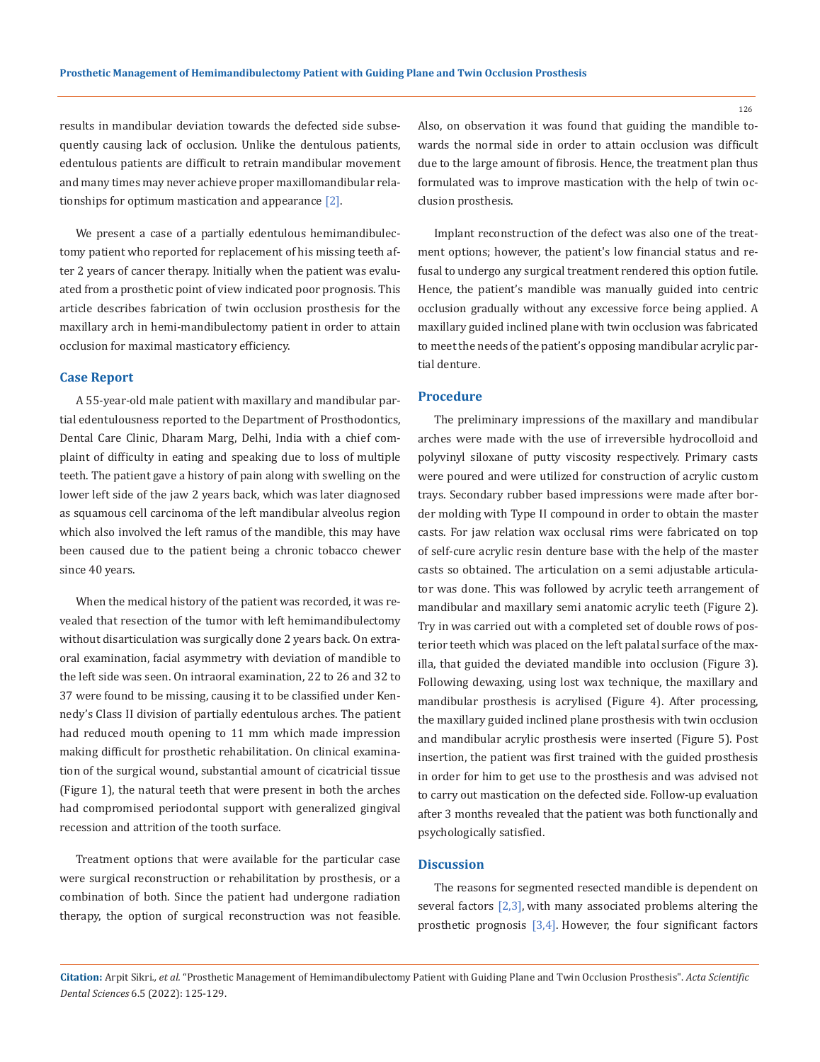results in mandibular deviation towards the defected side subsequently causing lack of occlusion. Unlike the dentulous patients, edentulous patients are difficult to retrain mandibular movement and many times may never achieve proper maxillomandibular relationships for optimum mastication and appearance [2].

We present a case of a partially edentulous hemimandibulectomy patient who reported for replacement of his missing teeth after 2 years of cancer therapy. Initially when the patient was evaluated from a prosthetic point of view indicated poor prognosis. This article describes fabrication of twin occlusion prosthesis for the maxillary arch in hemi-mandibulectomy patient in order to attain occlusion for maximal masticatory efficiency.

## Case Report

A 55-year-old male patient with maxillary and mandibular partial edentulousness reported to the Department of Prosthodontics, Dental Care Clinic, Dharam Marg, Delhi, India with a chief complaint of difficulty in eating and speaking due to loss of multiple teeth. The patient gave a history of pain along with swelling on the lower left side of the jaw 2 years back, which was later diagnosed as squamous cell carcinoma of the left mandibular alveolus region which also involved the left ramus of the mandible, this may have been caused due to the patient being a chronic tobacco chewer since 40 years.

When the medical history of the patient was recorded, it was revealed that resection of the tumor with left hemimandibulectomy without disarticulation was surgically done 2 years back. On extraoral examination, facial asymmetry with deviation of mandible to the left side was seen. On intraoral examination, 22 to 26 and 32 to 37 were found to be missing, causing it to be classified under Kennedy's Class II division of partially edentulous arches. The patient had reduced mouth opening to 11 mm which made impression making difficult for prosthetic rehabilitation. On clinical examination of the surgical wound, substantial amount of cicatricial tissue (Figure 1), the natural teeth that were present in both the arches had compromised periodontal support with generalized gingival recession and attrition of the tooth surface.

Treatment options that were available for the particular case were surgical reconstruction or rehabilitation by prosthesis, or a combination of both. Since the patient had undergone radiation therapy, the option of surgical reconstruction was not feasible. Also, on observation it was found that guiding the mandible towards the normal side in order to attain occlusion was difficult due to the large amount of fibrosis. Hence, the treatment plan thus formulated was to improve mastication with the help of twin occlusion prosthesis.

Implant reconstruction of the defect was also one of the treatment options; however, the patient's low financial status and refusal to undergo any surgical treatment rendered this option futile. Hence, the patient's mandible was manually guided into centric occlusion gradually without any excessive force being applied. A maxillary guided inclined plane with twin occlusion was fabricated to meet the needs of the patient's opposing mandibular acrylic partial denture.

## Procedure

The preliminary impressions of the maxillary and mandibular arches were made with the use of irreversible hydrocolloid and polyvinyl siloxane of putty viscosity respectively. Primary casts were poured and were utilized for construction of acrylic custom trays. Secondary rubber based impressions were made after border molding with Type II compound in order to obtain the master casts. For jaw relation wax occlusal rims were fabricated on top of self-cure acrylic resin denture base with the help of the master casts so obtained. The articulation on a semi adjustable articulator was done. This was followed by acrylic teeth arrangement of mandibular and maxillary semi anatomic acrylic teeth (Figure 2). Try in was carried out with a completed set of double rows of posterior teeth which was placed on the left palatal surface of the maxilla, that guided the deviated mandible into occlusion (Figure 3). Following dewaxing, using lost wax technique, the maxillary and mandibular prosthesis is acrylised (Figure 4). After processing, the maxillary guided inclined plane prosthesis with twin occlusion and mandibular acrylic prosthesis were inserted (Figure 5). Post insertion, the patient was first trained with the guided prosthesis in order for him to get use to the prosthesis and was advised not to carry out mastication on the defected side. Follow-up evaluation after 3 months revealed that the patient was both functionally and psychologically satisfied.

## Discussion

The reasons for segmented resected mandible is dependent on several factors [2,3], with many associated problems altering the prosthetic prognosis [3,4]. However, the four significant factors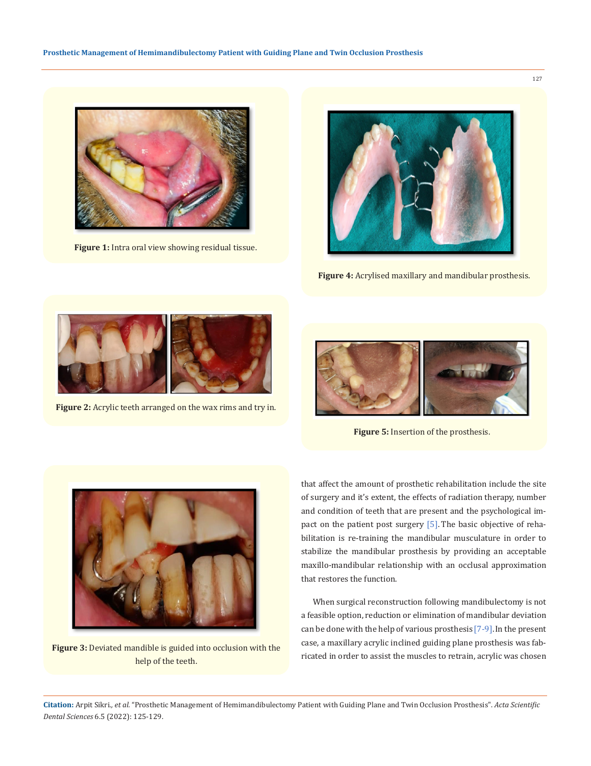Figure 1: Intra oral view showing residual tissue.

Figure 4: Acrylised maxillary and mandibular prosthesis.

Figure 2: Acrylic teeth arranged on the wax rims and try in.

Figure 5: Insertion of the prosthesis.

Figure 3: Deviated mandible is guided into occlusion with the help of the teeth.

that affect the amount of prosthetic rehabilitation include the site of surgery and it's extent, the effects of radiation therapy, number and condition of teeth that are present and the psychological impact on the patient post surgery [5]. The basic objective of rehabilitation is re-training the mandibular musculature in order to stabilize the mandibular prosthesis by providing an acceptable maxillo-mandibular relationship with an occlusal approximation that restores the function.

When surgical reconstruction following mandibulectomy is not a feasible option, reduction or elimination of mandibular deviation can be done with the help of various prosthesis [7-9]. In the present case, a maxillary acrylic inclined guiding plane prosthesis was fabricated in order to assist the muscles to retrain, acrylic was chosen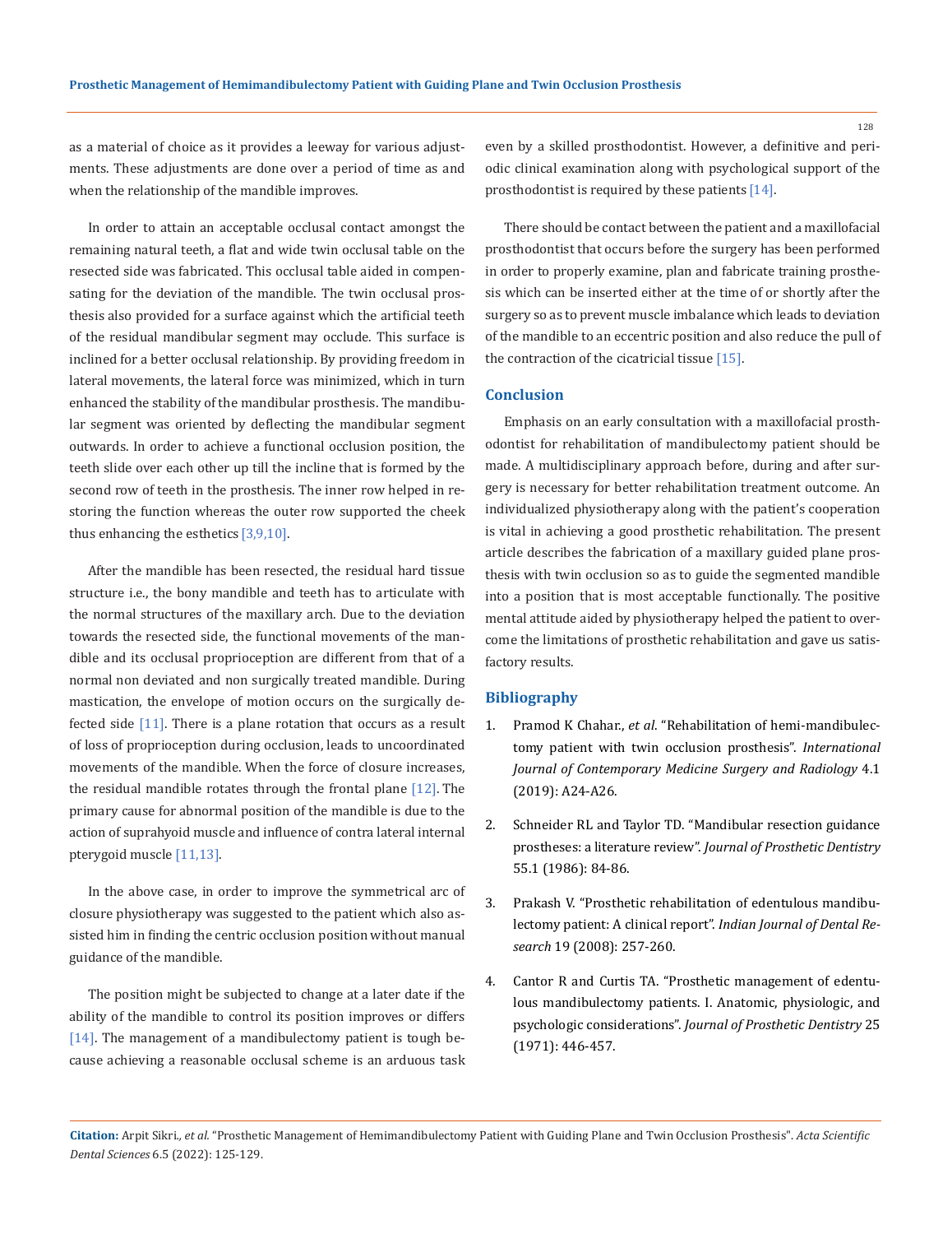as a material of choice as it provides a leeway for various adjustments. These adjustments are done over a period of time as and when the relationship of the mandible improves.

In order to attain an acceptable occlusal contact amongst the remaining natural teeth, a flat and wide twin occlusal table on the resected side was fabricated. This occlusal table aided in compensating for the deviation of the mandible. The twin occlusal prosthesis also provided for a surface against which the artificial teeth of the residual mandibular segment may occlude. This surface is inclined for a better occlusal relationship. By providing freedom in lateral movements, the lateral force was minimized, which in turn enhanced the stability of the mandibular prosthesis. The mandibular segment was oriented by deflecting the mandibular segment outwards. In order to achieve a functional occlusion position, the teeth slide over each other up till the incline that is formed by the second row of teeth in the prosthesis. The inner row helped in restoring the function whereas the outer row supported the cheek thus enhancing the esthetics [3,9,10].

After the mandible has been resected, the residual hard tissue structure i.e., the bony mandible and teeth has to articulate with the normal structures of the maxillary arch. Due to the deviation towards the resected side, the functional movements of the mandible and its occlusal proprioception are different from that of a normal non deviated and non surgically treated mandible. During mastication, the envelope of motion occurs on the surgically defected side [11]. There is a plane rotation that occurs as a result of loss of proprioception during occlusion, leads to uncoordinated movements of the mandible. When the force of closure increases, the residual mandible rotates through the frontal plane [12]. The primary cause for abnormal position of the mandible is due to the action of suprahyoid muscle and influence of contra lateral internal pterygoid muscle [11,13].

In the above case, in order to improve the symmetrical arc of closure physiotherapy was suggested to the patient which also assisted him in finding the centric occlusion position without manual guidance of the mandible.

The position might be subjected to change at a later date if the ability of the mandible to control its position improves or differs [14]. The management of a mandibulectomy patient is tough because achieving a reasonable occlusal scheme is an arduous task even by a skilled prosthodontist. However, a definitive and periodic clinical examination along with psychological support of the prosthodontist is required by these patients [14].

There should be contact between the patient and a maxillofacial prosthodontist that occurs before the surgery has been performed in order to properly examine, plan and fabricate training prosthesis which can be inserted either at the time of or shortly after the surgery so as to prevent muscle imbalance which leads to deviation of the mandible to an eccentric position and also reduce the pull of the contraction of the cicatricial tissue [15].

## Conclusion

Emphasis on an early consultation with a maxillofacial prosthodontist for rehabilitation of mandibulectomy patient should be made. A multidisciplinary approach before, during and after surgery is necessary for better rehabilitation treatment outcome. An individualized physiotherapy along with the patient's cooperation is vital in achieving a good prosthetic rehabilitation. The present article describes the fabrication of a maxillary guided plane prosthesis with twin occlusion so as to guide the segmented mandible into a position that is most acceptable functionally. The positive mental attitude aided by physiotherapy helped the patient to overcome the limitations of prosthetic rehabilitation and gave us satisfactory results.

## Bibliography

1. Pramod K Chahar., *et al*. "Rehabilitation of hemi-mandibulectomy patient with twin occlusion prosthesis". *International Journal of Contemporary Medicine Surgery and Radiology* 4.1 (2019): A24-A26.
2. Schneider RL and Taylor TD. "Mandibular resection guidance prostheses: a literature review". *Journal of Prosthetic Dentistry* 55.1 (1986): 84-86.
3. Prakash V. "Prosthetic rehabilitation of edentulous mandibulectomy patient: A clinical report". *Indian Journal of Dental Research* 19 (2008): 257-260.
4. Cantor R and Curtis TA. "Prosthetic management of edentulous mandibulectomy patients. I. Anatomic, physiologic, and psychologic considerations". *Journal of Prosthetic Dentistry* 25 (1971): 446-457.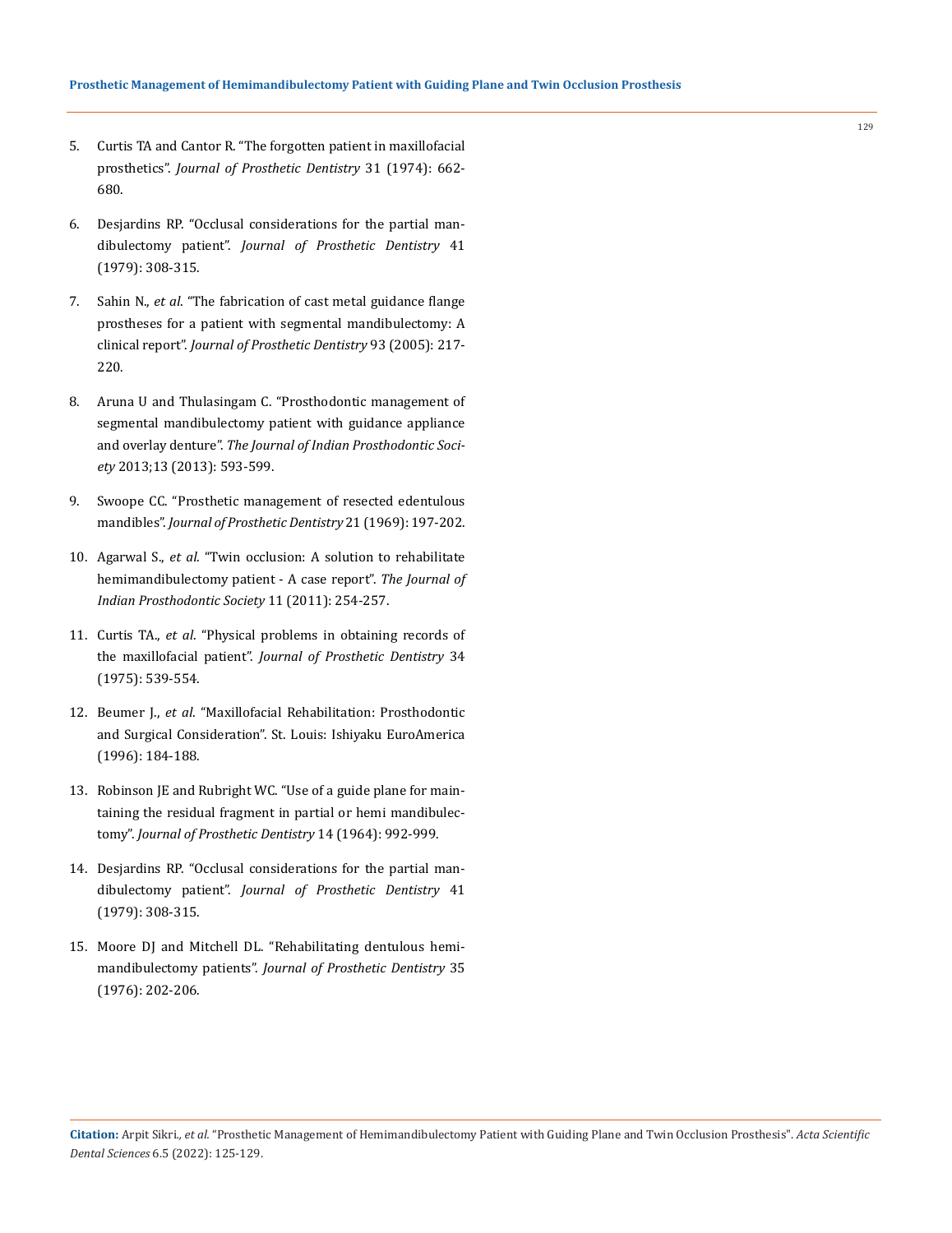5. Curtis TA and Cantor R. "The forgotten patient in maxillofacial prosthetics". *Journal of Prosthetic Dentistry* 31 (1974): 662-680.
6. Desjardins RP. "Occlusal considerations for the partial mandibulectomy patient". *Journal of Prosthetic Dentistry* 41 (1979): 308-315.
7. Sahin N., *et al*. "The fabrication of cast metal guidance flange prostheses for a patient with segmental mandibulectomy: A clinical report". *Journal of Prosthetic Dentistry* 93 (2005): 217-220.
8. Aruna U and Thulasingam C. "Prosthodontic management of segmental mandibulectomy patient with guidance appliance and overlay denture". *The Journal of Indian Prosthodontic Society* 2013;13 (2013): 593-599.
9. Swoope CC. "Prosthetic management of resected edentulous mandibles". *Journal of Prosthetic Dentistry* 21 (1969): 197-202.
10. Agarwal S., *et al*. "Twin occlusion: A solution to rehabilitate hemimandibulectomy patient - A case report". *The Journal of Indian Prosthodontic Society* 11 (2011): 254-257.
11. Curtis TA., *et al*. "Physical problems in obtaining records of the maxillofacial patient". *Journal of Prosthetic Dentistry* 34 (1975): 539-554.
12. Beumer J., *et al*. "Maxillofacial Rehabilitation: Prosthodontic and Surgical Consideration". St. Louis: Ishiyaku EuroAmerica (1996): 184-188.
13. Robinson JE and Rubright WC. "Use of a guide plane for maintaining the residual fragment in partial or hemi mandibulectomy". *Journal of Prosthetic Dentistry* 14 (1964): 992-999.
14. Desjardins RP. "Occlusal considerations for the partial mandibulectomy patient". *Journal of Prosthetic Dentistry* 41 (1979): 308-315.
15. Moore DJ and Mitchell DL. "Rehabilitating dentulous hemimandibulectomy patients". *Journal of Prosthetic Dentistry* 35 (1976): 202-206.